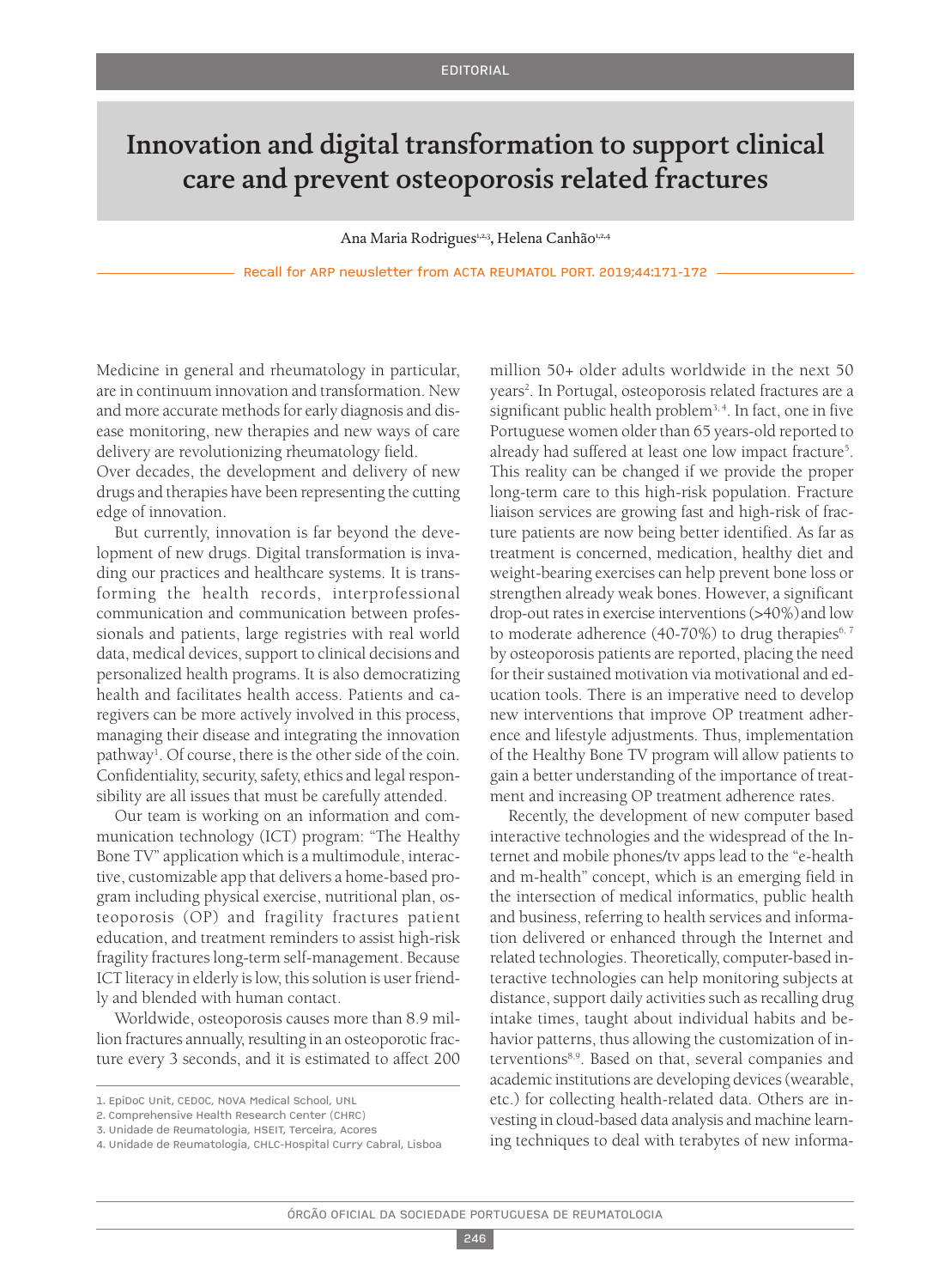EDITORIAL

# Innovation and digital transformation to support clinical care and prevent osteoporosis related fractures

Ana Maria Rodrigues[1,2,3], Helena Canhão[1,2,4]

Recall for ARP newsletter from ACTA REUMATOL PORT. 2019;44:171-172

Medicine in general and rheumatology in particular, are in continuum innovation and transformation. New and more accurate methods for early diagnosis and disease monitoring, new therapies and new ways of care delivery are revolutionizing rheumatology field.
Over decades, the development and delivery of new drugs and therapies have been representing the cutting edge of innovation.

But currently, innovation is far beyond the development of new drugs. Digital transformation is invading our practices and healthcare systems. It is transforming the health records, interprofessional communication and communication between professionals and patients, large registries with real world data, medical devices, support to clinical decisions and personalized health programs. It is also democratizing health and facilitates health access. Patients and caregivers can be more actively involved in this process, managing their disease and integrating the innovation pathway[1]. Of course, there is the other side of the coin. Confidentiality, security, safety, ethics and legal responsibility are all issues that must be carefully attended.

Our team is working on an information and communication technology (ICT) program: "The Healthy Bone TV" application which is a multimodule, interactive, customizable app that delivers a home-based program including physical exercise, nutritional plan, osteoporosis (OP) and fragility fractures patient education, and treatment reminders to assist high-risk fragility fractures long-term self-management. Because ICT literacy in elderly is low, this solution is user friendly and blended with human contact.

Worldwide, osteoporosis causes more than 8.9 million fractures annually, resulting in an osteoporotic fracture every 3 seconds, and it is estimated to affect 200 million 50+ older adults worldwide in the next 50 years[2]. In Portugal, osteoporosis related fractures are a significant public health problem[3,4]. In fact, one in five Portuguese women older than 65 years-old reported to already had suffered at least one low impact fracture[5]. This reality can be changed if we provide the proper long-term care to this high-risk population. Fracture liaison services are growing fast and high-risk of fracture patients are now being better identified. As far as treatment is concerned, medication, healthy diet and weight-bearing exercises can help prevent bone loss or strengthen already weak bones. However, a significant drop-out rates in exercise interventions (>40%) and low to moderate adherence (40-70%) to drug therapies[6,7] by osteoporosis patients are reported, placing the need for their sustained motivation via motivational and education tools. There is an imperative need to develop new interventions that improve OP treatment adherence and lifestyle adjustments. Thus, implementation of the Healthy Bone TV program will allow patients to gain a better understanding of the importance of treatment and increasing OP treatment adherence rates.

Recently, the development of new computer based interactive technologies and the widespread of the Internet and mobile phones/tv apps lead to the "e-health and m-health" concept, which is an emerging field in the intersection of medical informatics, public health and business, referring to health services and information delivered or enhanced through the Internet and related technologies. Theoretically, computer-based interactive technologies can help monitoring subjects at distance, support daily activities such as recalling drug intake times, taught about individual habits and behavior patterns, thus allowing the customization of interventions[8,9]. Based on that, several companies and academic institutions are developing devices (wearable, etc.) for collecting health-related data. Others are investing in cloud-based data analysis and machine learning techniques to deal with terabytes of new informa-

1. EpiDoC Unit, CEDOC, NOVA Medical School, UNL
2. Comprehensive Health Research Center (CHRC)
3. Unidade de Reumatologia, HSEIT, Terceira, Acores
4. Unidade de Reumatologia, CHLC-Hospital Curry Cabral, Lisboa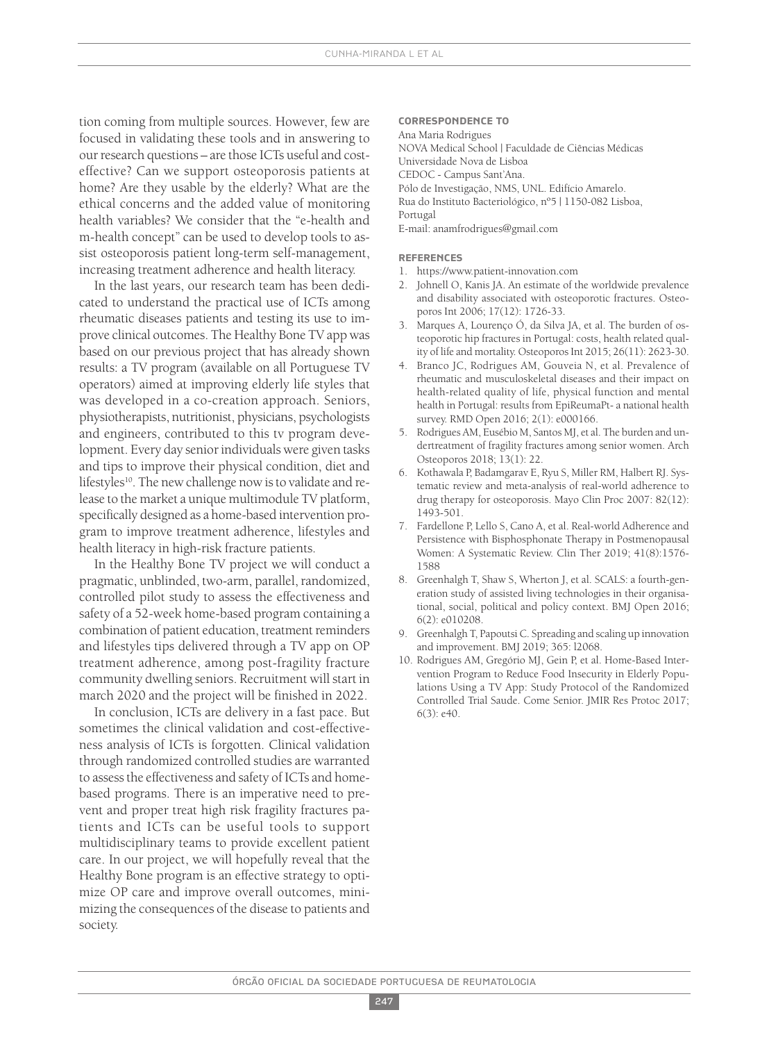tion coming from multiple sources. However, few are focused in validating these tools and in answering to our research questions – are those ICTs useful and cost-effective? Can we support osteoporosis patients at home? Are they usable by the elderly? What are the ethical concerns and the added value of monitoring health variables? We consider that the "e-health and m-health concept" can be used to develop tools to assist osteoporosis patient long-term self-management, increasing treatment adherence and health literacy.

In the last years, our research team has been dedicated to understand the practical use of ICTs among rheumatic diseases patients and testing its use to improve clinical outcomes. The Healthy Bone TV app was based on our previous project that has already shown results: a TV program (available on all Portuguese TV operators) aimed at improving elderly life styles that was developed in a co-creation approach. Seniors, physiotherapists, nutritionist, physicians, psychologists and engineers, contributed to this tv program development. Every day senior individuals were given tasks and tips to improve their physical condition, diet and lifestyles[10]. The new challenge now is to validate and release to the market a unique multimodule TV platform, specifically designed as a home-based intervention program to improve treatment adherence, lifestyles and health literacy in high-risk fracture patients.

In the Healthy Bone TV project we will conduct a pragmatic, unblinded, two-arm, parallel, randomized, controlled pilot study to assess the effectiveness and safety of a 52-week home-based program containing a combination of patient education, treatment reminders and lifestyles tips delivered through a TV app on OP treatment adherence, among post-fragility fracture community dwelling seniors. Recruitment will start in march 2020 and the project will be finished in 2022.

In conclusion, ICTs are delivery in a fast pace. But sometimes the clinical validation and cost-effectiveness analysis of ICTs is forgotten. Clinical validation through randomized controlled studies are warranted to assess the effectiveness and safety of ICTs and home-based programs. There is an imperative need to prevent and proper treat high risk fragility fractures patients and ICTs can be useful tools to support multidisciplinary teams to provide excellent patient care. In our project, we will hopefully reveal that the Healthy Bone program is an effective strategy to optimize OP care and improve overall outcomes, minimizing the consequences of the disease to patients and society.

**CORRESPONDENCE TO**

Ana Maria Rodrigues
NOVA Medical School | Faculdade de Ciências Médicas
Universidade Nova de Lisboa
CEDOC - Campus Sant'Ana.
Pólo de Investigação, NMS, UNL. Edifício Amarelo.
Rua do Instituto Bacteriológico, nº5 | 1150-082 Lisboa, Portugal
E-mail: anamfrodrigues@gmail.com

**REFERENCES**

1. https://www.patient-innovation.com
2. Johnell O, Kanis JA. An estimate of the worldwide prevalence and disability associated with osteoporotic fractures. Osteoporos Int 2006; 17(12): 1726-33.
3. Marques A, Lourenço Ó, da Silva JA, et al. The burden of osteoporotic hip fractures in Portugal: costs, health related quality of life and mortality. Osteoporos Int 2015; 26(11): 2623-30.
4. Branco JC, Rodrigues AM, Gouveia N, et al. Prevalence of rheumatic and musculoskeletal diseases and their impact on health-related quality of life, physical function and mental health in Portugal: results from EpiReumaPt- a national health survey. RMD Open 2016; 2(1): e000166.
5. Rodrigues AM, Eusébio M, Santos MJ, et al. The burden and undertreatment of fragility fractures among senior women. Arch Osteoporos 2018; 13(1): 22.
6. Kothawala P, Badamgarav E, Ryu S, Miller RM, Halbert RJ. Systematic review and meta-analysis of real-world adherence to drug therapy for osteoporosis. Mayo Clin Proc 2007: 82(12): 1493-501.
7. Fardellone P, Lello S, Cano A, et al. Real-world Adherence and Persistence with Bisphosphonate Therapy in Postmenopausal Women: A Systematic Review. Clin Ther 2019; 41(8):1576-1588
8. Greenhalgh T, Shaw S, Wherton J, et al. SCALS: a fourth-generation study of assisted living technologies in their organisational, social, political and policy context. BMJ Open 2016; 6(2): e010208.
9. Greenhalgh T, Papoutsi C. Spreading and scaling up innovation and improvement. BMJ 2019; 365: l2068.
10. Rodrigues AM, Gregório MJ, Gein P, et al. Home-Based Intervention Program to Reduce Food Insecurity in Elderly Populations Using a TV App: Study Protocol of the Randomized Controlled Trial Saude. Come Senior. JMIR Res Protoc 2017; 6(3): e40.